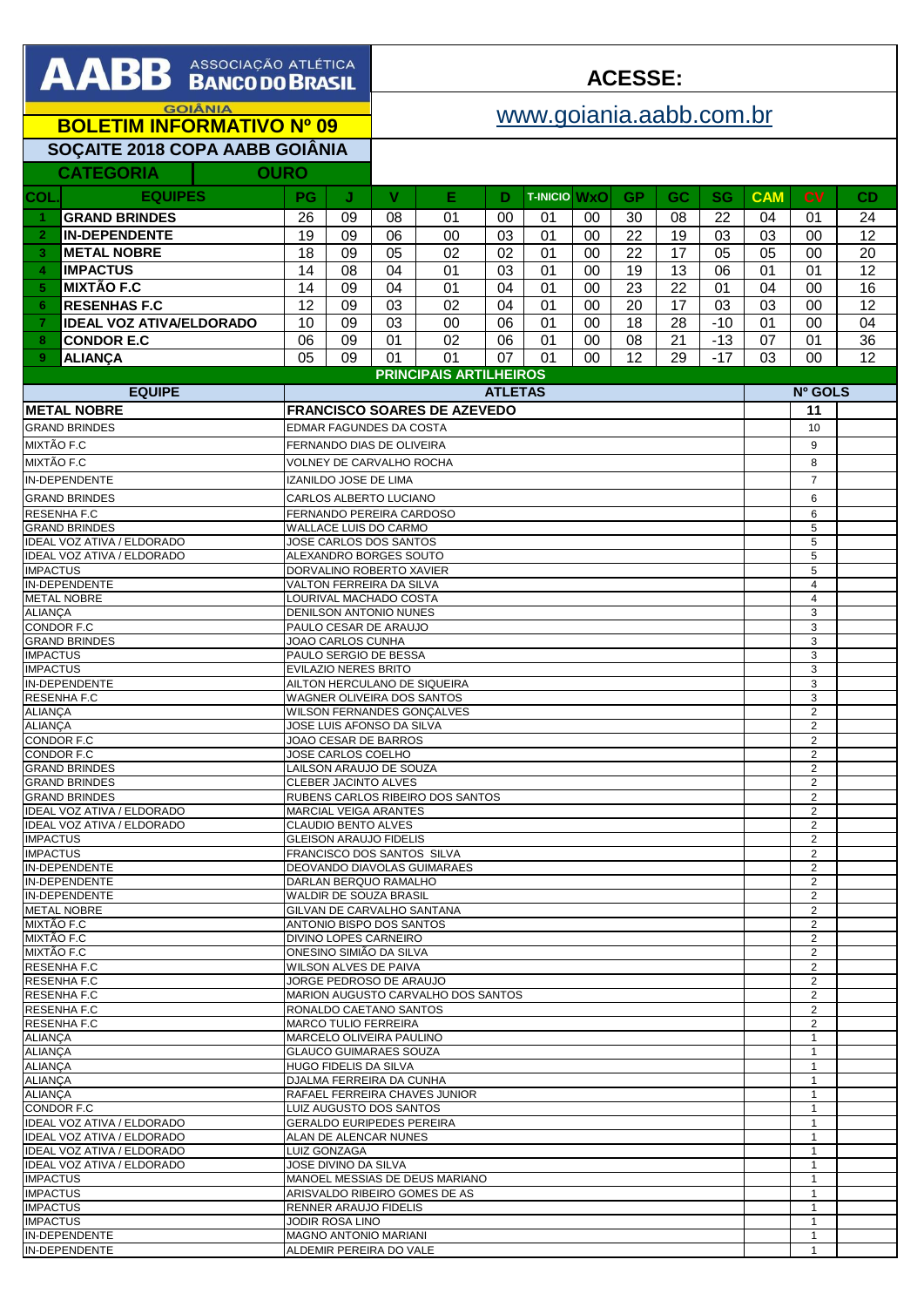# AABB ASSOCIAÇÃO ATLÉTICA BANCO DO BRASIL

GOIÂNIA

## BOLETIM INFORMATIVO Nº 09

**ACESSE:**

www.goiania.aabb.com.br

## SOÇAITE 2018 COPA AABB GOIÂNIA

**CATEGORIA** **OURO**

| COL. | EQUIPES | PG | J | V | E | D | T-INICIO | WxO | GP | GC | SG | CAM | CV | CD |
|---|---|---|---|---|---|---|---|---|---|---|---|---|---|---|
| 1 | GRAND BRINDES | 26 | 09 | 08 | 01 | 00 | 01 | 00 | 30 | 08 | 22 | 04 | 01 | 24 |
| 2 | IN-DEPENDENTE | 19 | 09 | 06 | 00 | 03 | 01 | 00 | 22 | 19 | 03 | 03 | 00 | 12 |
| 3 | METAL NOBRE | 18 | 09 | 05 | 02 | 02 | 01 | 00 | 22 | 17 | 05 | 05 | 00 | 20 |
| 4 | IMPACTUS | 14 | 08 | 04 | 01 | 03 | 01 | 00 | 19 | 13 | 06 | 01 | 01 | 12 |
| 5 | MIXTÃO F.C | 14 | 09 | 04 | 01 | 04 | 01 | 00 | 23 | 22 | 01 | 04 | 00 | 16 |
| 6 | RESENHAS F.C | 12 | 09 | 03 | 02 | 04 | 01 | 00 | 20 | 17 | 03 | 03 | 00 | 12 |
| 7 | IDEAL VOZ ATIVA/ELDORADO | 10 | 09 | 03 | 00 | 06 | 01 | 00 | 18 | 28 | -10 | 01 | 00 | 04 |
| 8 | CONDOR E.C | 06 | 09 | 01 | 02 | 06 | 01 | 00 | 08 | 21 | -13 | 07 | 01 | 36 |
| 9 | ALIANÇA | 05 | 09 | 01 | 01 | 07 | 01 | 00 | 12 | 29 | -17 | 03 | 00 | 12 |

### PRINCIPAIS ARTILHEIROS

| EQUIPE | ATLETAS | Nº GOLS |
|---|---|---|
| METAL NOBRE | FRANCISCO SOARES DE AZEVEDO | 11 |
| GRAND BRINDES | EDMAR FAGUNDES DA COSTA | 10 |
| MIXTÃO F.C | FERNANDO DIAS DE OLIVEIRA | 9 |
| MIXTÃO F.C | VOLNEY DE CARVALHO ROCHA | 8 |
| IN-DEPENDENTE | IZANILDO JOSE DE LIMA | 7 |
| GRAND BRINDES | CARLOS ALBERTO LUCIANO | 6 |
| RESENHA F.C | FERNANDO PEREIRA CARDOSO | 6 |
| GRAND BRINDES | WALLACE LUIS DO CARMO | 5 |
| IDEAL VOZ ATIVA / ELDORADO | JOSE CARLOS DOS SANTOS | 5 |
| IDEAL VOZ ATIVA / ELDORADO | ALEXANDRO BORGES SOUTO | 5 |
| IMPACTUS | DORVALINO ROBERTO XAVIER | 5 |
| IN-DEPENDENTE | VALTON FERREIRA DA SILVA | 4 |
| METAL NOBRE | LOURIVAL MACHADO COSTA | 4 |
| ALIANÇA | DENILSON ANTONIO NUNES | 3 |
| CONDOR F.C | PAULO CESAR DE ARAUJO | 3 |
| GRAND BRINDES | JOAO CARLOS CUNHA | 3 |
| IMPACTUS | PAULO SERGIO DE BESSA | 3 |
| IMPACTUS | EVILAZIO NERES BRITO | 3 |
| IN-DEPENDENTE | AILTON HERCULANO DE SIQUEIRA | 3 |
| RESENHA F.C | WAGNER OLIVEIRA DOS SANTOS | 3 |
| ALIANÇA | WILSON FERNANDES GONÇALVES | 2 |
| ALIANÇA | JOSE LUIS AFONSO DA SILVA | 2 |
| CONDOR F.C | JOAO CESAR DE BARROS | 2 |
| CONDOR F.C | JOSE CARLOS COELHO | 2 |
| GRAND BRINDES | LAILSON ARAUJO DE SOUZA | 2 |
| GRAND BRINDES | CLEBER JACINTO ALVES | 2 |
| GRAND BRINDES | RUBENS CARLOS RIBEIRO DOS SANTOS | 2 |
| IDEAL VOZ ATIVA / ELDORADO | MARCIAL VEIGA ARANTES | 2 |
| IDEAL VOZ ATIVA / ELDORADO | CLAUDIO BENTO ALVES | 2 |
| IMPACTUS | GLEISON ARAUJO FIDELIS | 2 |
| IMPACTUS | FRANCISCO DOS SANTOS SILVA | 2 |
| IN-DEPENDENTE | DEOVANDO DIAVOLAS GUIMARAES | 2 |
| IN-DEPENDENTE | DARLAN BERQUO RAMALHO | 2 |
| IN-DEPENDENTE | WALDIR DE SOUZA BRASIL | 2 |
| METAL NOBRE | GILVAN DE CARVALHO SANTANA | 2 |
| MIXTÃO F.C | ANTONIO BISPO DOS SANTOS | 2 |
| MIXTÃO F.C | DIVINO LOPES CARNEIRO | 2 |
| MIXTÃO F.C | ONESINO SIMIÃO DA SILVA | 2 |
| RESENHA F.C | WILSON ALVES DE PAIVA | 2 |
| RESENHA F.C | JORGE PEDROSO DE ARAUJO | 2 |
| RESENHA F.C | MARION AUGUSTO CARVALHO DOS SANTOS | 2 |
| RESENHA F.C | RONALDO CAETANO SANTOS | 2 |
| RESENHA F.C | MARCO TULIO FERREIRA | 2 |
| ALIANÇA | MARCELO OLIVEIRA PAULINO | 1 |
| ALIANÇA | GLAUCO GUIMARAES SOUZA | 1 |
| ALIANÇA | HUGO FIDELIS DA SILVA | 1 |
| ALIANÇA | DJALMA FERREIRA DA CUNHA | 1 |
| ALIANÇA | RAFAEL FERREIRA CHAVES JUNIOR | 1 |
| CONDOR F.C | LUIZ AUGUSTO DOS SANTOS | 1 |
| IDEAL VOZ ATIVA / ELDORADO | GERALDO EURIPEDES PEREIRA | 1 |
| IDEAL VOZ ATIVA / ELDORADO | ALAN DE ALENCAR NUNES | 1 |
| IDEAL VOZ ATIVA / ELDORADO | LUIZ GONZAGA | 1 |
| IDEAL VOZ ATIVA / ELDORADO | JOSE DIVINO DA SILVA | 1 |
| IMPACTUS | MANOEL MESSIAS DE DEUS MARIANO | 1 |
| IMPACTUS | ARISVALDO RIBEIRO GOMES DE AS | 1 |
| IMPACTUS | RENNER ARAUJO FIDELIS | 1 |
| IMPACTUS | JODIR ROSA LINO | 1 |
| IN-DEPENDENTE | MAGNO ANTONIO MARIANI | 1 |
| IN-DEPENDENTE | ALDEMIR PEREIRA DO VALE | 1 |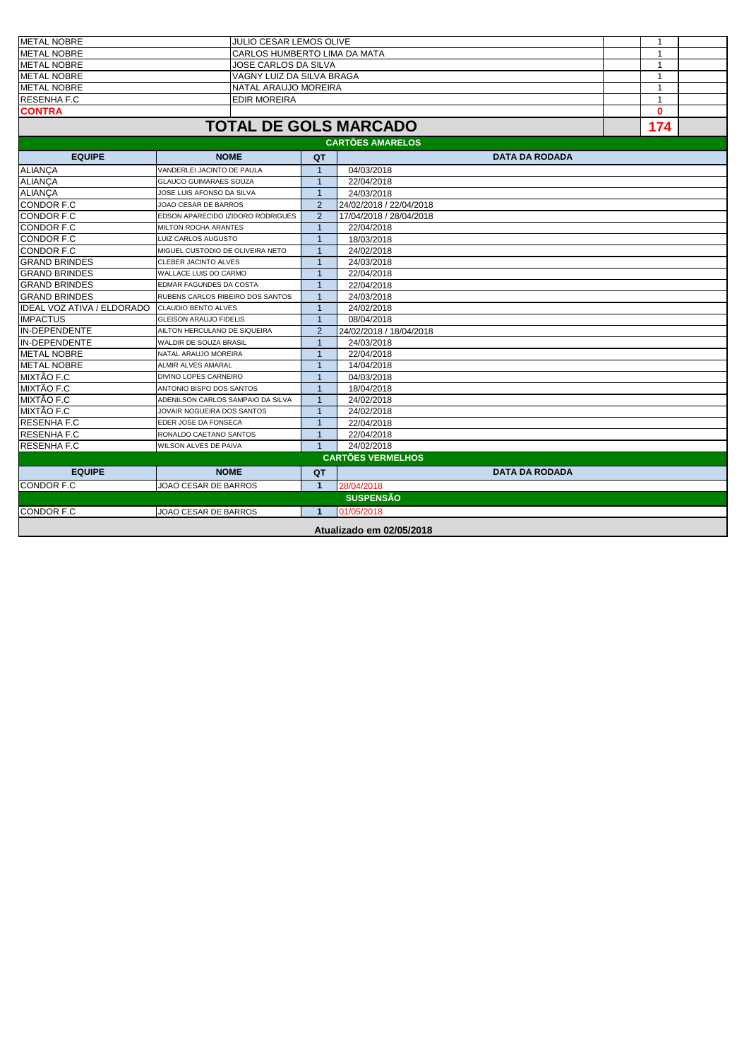| | | | |
|---|---|---|---|
| METAL NOBRE | JULIO CESAR LEMOS OLIVE | | 1 |
| METAL NOBRE | CARLOS HUMBERTO LIMA DA MATA | | 1 |
| METAL NOBRE | JOSE CARLOS DA SILVA | | 1 |
| METAL NOBRE | VAGNY LUIZ DA SILVA BRAGA | | 1 |
| METAL NOBRE | NATAL ARAUJO MOREIRA | | 1 |
| RESENHA F.C | EDIR MOREIRA | | 1 |
| **CONTRA** | | | **0** |

## TOTAL DE GOLS MARCADO **174**

### CARTÕES AMARELOS

| EQUIPE | NOME | QT | DATA DA RODADA |
|---|---|---|---|
| ALIANÇA | VANDERLEI JACINTO DE PAULA | 1 | 04/03/2018 |
| ALIANÇA | GLAUCO GUIMARAES SOUZA | 1 | 22/04/2018 |
| ALIANÇA | JOSE LUIS AFONSO DA SILVA | 1 | 24/03/2018 |
| CONDOR F.C | JOAO CESAR DE BARROS | 2 | 24/02/2018 / 22/04/2018 |
| CONDOR F.C | EDSON APARECIDO IZIDORO RODRIGUES | 2 | 17/04/2018 / 28/04/2018 |
| CONDOR F.C | MILTON ROCHA ARANTES | 1 | 22/04/2018 |
| CONDOR F.C | LUIZ CARLOS AUGUSTO | 1 | 18/03/2018 |
| CONDOR F.C | MIGUEL CUSTODIO DE OLIVEIRA NETO | 1 | 24/02/2018 |
| GRAND BRINDES | CLEBER JACINTO ALVES | 1 | 24/03/2018 |
| GRAND BRINDES | WALLACE LUIS DO CARMO | 1 | 22/04/2018 |
| GRAND BRINDES | EDMAR FAGUNDES DA COSTA | 1 | 22/04/2018 |
| GRAND BRINDES | RUBENS CARLOS RIBEIRO DOS SANTOS | 1 | 24/03/2018 |
| IDEAL VOZ ATIVA / ELDORADO | CLAUDIO BENTO ALVES | 1 | 24/02/2018 |
| IMPACTUS | GLEISON ARAUJO FIDELIS | 1 | 08/04/2018 |
| IN-DEPENDENTE | AILTON HERCULANO DE SIQUEIRA | 2 | 24/02/2018 / 18/04/2018 |
| IN-DEPENDENTE | WALDIR DE SOUZA BRASIL | 1 | 24/03/2018 |
| METAL NOBRE | NATAL ARAUJO MOREIRA | 1 | 22/04/2018 |
| METAL NOBRE | ALMIR ALVES AMARAL | 1 | 14/04/2018 |
| MIXTÃO F.C | DIVINO LOPES CARNEIRO | 1 | 04/03/2018 |
| MIXTÃO F.C | ANTONIO BISPO DOS SANTOS | 1 | 18/04/2018 |
| MIXTÃO F.C | ADENILSON CARLOS SAMPAIO DA SILVA | 1 | 24/02/2018 |
| MIXTÃO F.C | JOVAIR NOGUEIRA DOS SANTOS | 1 | 24/02/2018 |
| RESENHA F.C | EDER JOSE DA FONSECA | 1 | 22/04/2018 |
| RESENHA F.C | RONALDO CAETANO SANTOS | 1 | 22/04/2018 |
| RESENHA F.C | WILSON ALVES DE PAIVA | 1 | 24/02/2018 |

### CARTÕES VERMELHOS

| EQUIPE | NOME | QT | DATA DA RODADA |
|---|---|---|---|
| CONDOR F.C | JOAO CESAR DE BARROS | 1 | 28/04/2018 |

### SUSPENSÃO

| | | | |
|---|---|---|---|
| CONDOR F.C | JOAO CESAR DE BARROS | 1 | 01/05/2018 |

**Atualizado em 02/05/2018**